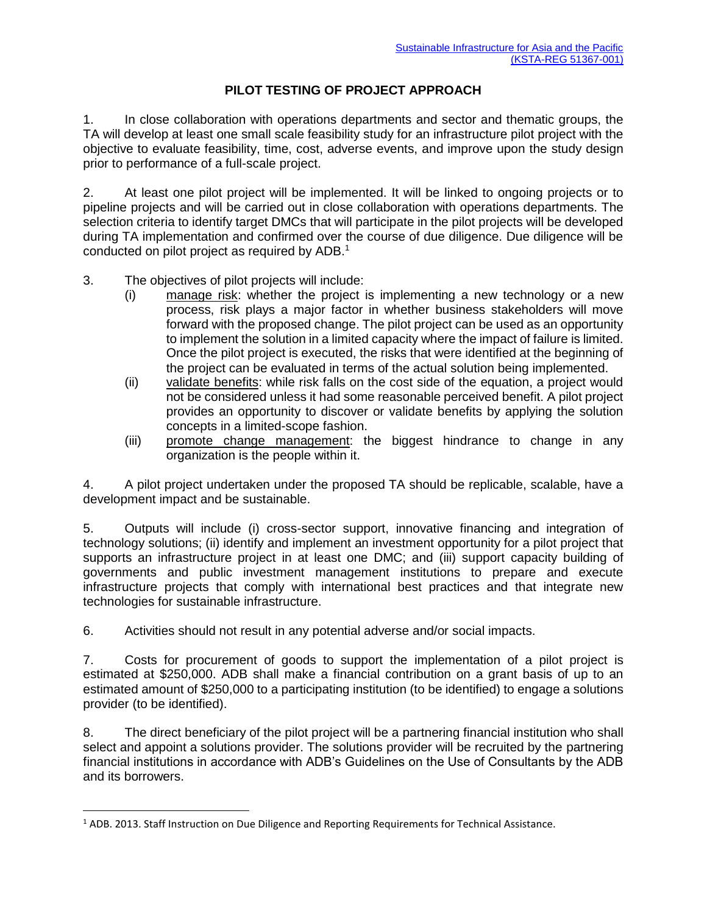[Sustainable Infrastructure for Asia and the Pacific (KSTA-REG 51367-001)]

# PILOT TESTING OF PROJECT APPROACH

1. In close collaboration with operations departments and sector and thematic groups, the TA will develop at least one small scale feasibility study for an infrastructure pilot project with the objective to evaluate feasibility, time, cost, adverse events, and improve upon the study design prior to performance of a full-scale project.

2. At least one pilot project will be implemented. It will be linked to ongoing projects or to pipeline projects and will be carried out in close collaboration with operations departments. The selection criteria to identify target DMCs that will participate in the pilot projects will be developed during TA implementation and confirmed over the course of due diligence. Due diligence will be conducted on pilot project as required by ADB.[1]

3. The objectives of pilot projects will include:
   - (i) manage risk: whether the project is implementing a new technology or a new process, risk plays a major factor in whether business stakeholders will move forward with the proposed change. The pilot project can be used as an opportunity to implement the solution in a limited capacity where the impact of failure is limited. Once the pilot project is executed, the risks that were identified at the beginning of the project can be evaluated in terms of the actual solution being implemented.
   - (ii) validate benefits: while risk falls on the cost side of the equation, a project would not be considered unless it had some reasonable perceived benefit. A pilot project provides an opportunity to discover or validate benefits by applying the solution concepts in a limited-scope fashion.
   - (iii) promote change management: the biggest hindrance to change in any organization is the people within it.

4. A pilot project undertaken under the proposed TA should be replicable, scalable, have a development impact and be sustainable.

5. Outputs will include (i) cross-sector support, innovative financing and integration of technology solutions; (ii) identify and implement an investment opportunity for a pilot project that supports an infrastructure project in at least one DMC; and (iii) support capacity building of governments and public investment management institutions to prepare and execute infrastructure projects that comply with international best practices and that integrate new technologies for sustainable infrastructure.

6. Activities should not result in any potential adverse and/or social impacts.

7. Costs for procurement of goods to support the implementation of a pilot project is estimated at $250,000. ADB shall make a financial contribution on a grant basis of up to an estimated amount of $250,000 to a participating institution (to be identified) to engage a solutions provider (to be identified).

8. The direct beneficiary of the pilot project will be a partnering financial institution who shall select and appoint a solutions provider. The solutions provider will be recruited by the partnering financial institutions in accordance with ADB's Guidelines on the Use of Consultants by the ADB and its borrowers.

---

[1] ADB. 2013. Staff Instruction on Due Diligence and Reporting Requirements for Technical Assistance.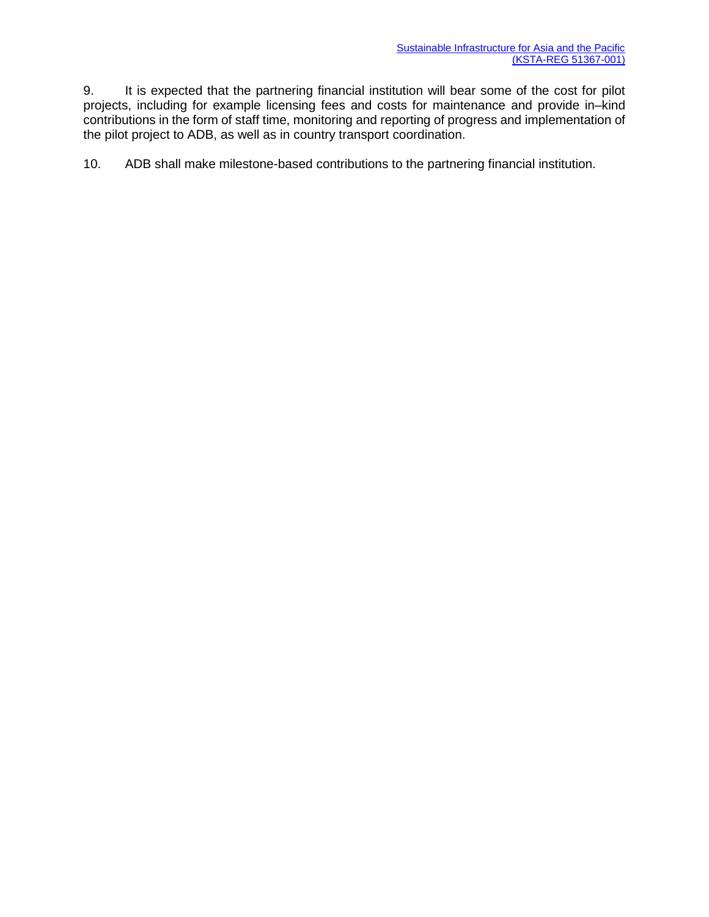9. It is expected that the partnering financial institution will bear some of the cost for pilot projects, including for example licensing fees and costs for maintenance and provide in–kind contributions in the form of staff time, monitoring and reporting of progress and implementation of the pilot project to ADB, as well as in country transport coordination.

10. ADB shall make milestone-based contributions to the partnering financial institution.